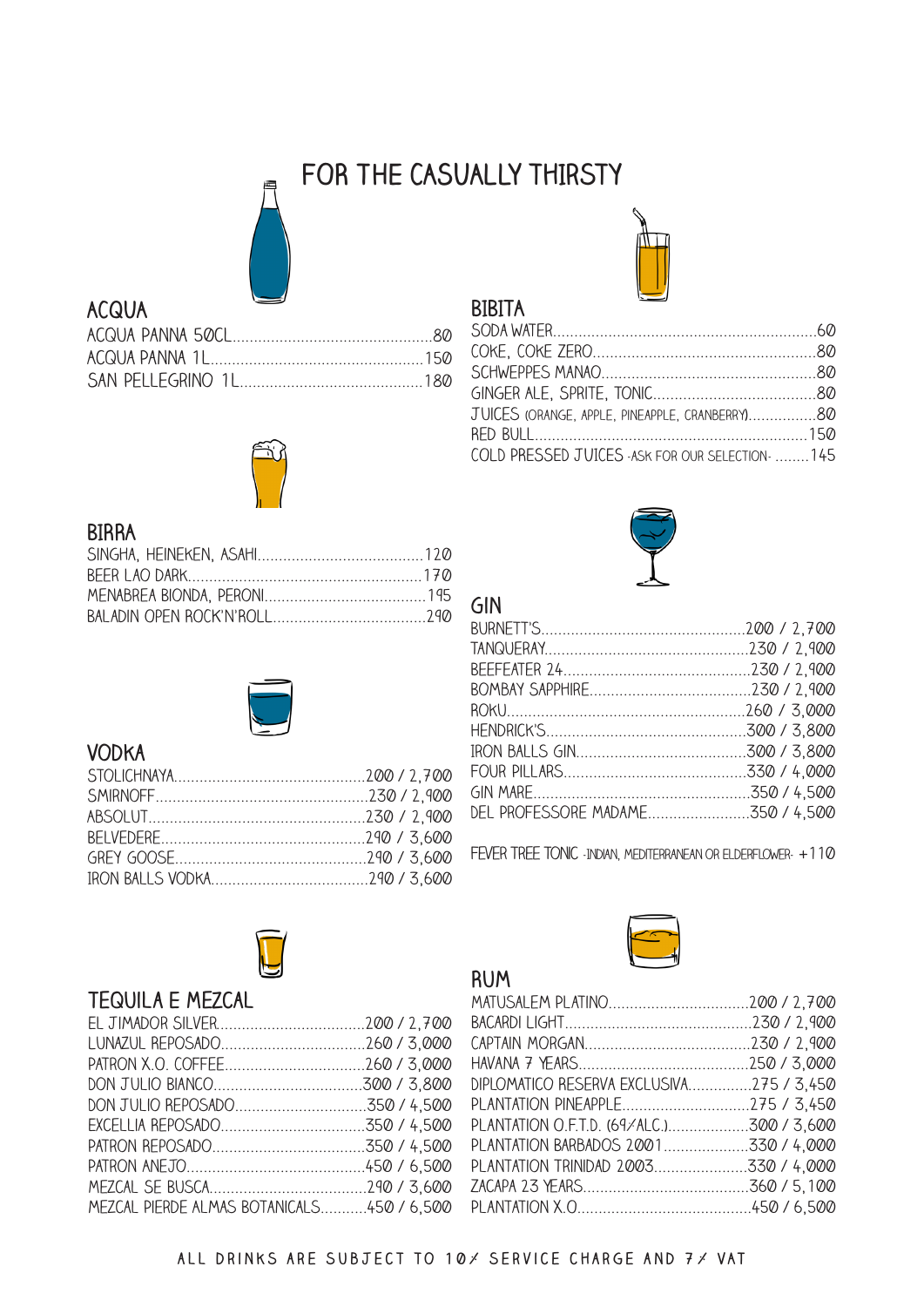# FOR THE CASUALLY THIRSTY

## ACQUA

| Item | Price |
| --- | --- |
| ACQUA PANNA 50CL | 80 |
| ACQUA PANNA 1L | 150 |
| SAN PELLEGRINO 1L | 180 |

## BIRRA

| Item | Price |
| --- | --- |
| SINGHA, HEINEKEN, ASAHI | 120 |
| BEER LAO DARK | 170 |
| MENABREA BIONDA, PERONI | 195 |
| BALADIN OPEN ROCK'N'ROLL | 290 |

## VODKA

| Item | Price |
| --- | --- |
| STOLICHNAYA | 200 / 2,700 |
| SMIRNOFF | 230 / 2,900 |
| ABSOLUT | 230 / 2,900 |
| BELVEDERE | 290 / 3,600 |
| GREY GOOSE | 290 / 3,600 |
| IRON BALLS VODKA | 290 / 3,600 |

## TEQUILA E MEZCAL

| Item | Price |
| --- | --- |
| EL JIMADOR SILVER | 200 / 2,700 |
| LUNAZUL REPOSADO | 260 / 3,000 |
| PATRON X.O. COFFEE | 260 / 3,000 |
| DON JULIO BIANCO | 300 / 3,800 |
| DON JULIO REPOSADO | 350 / 4,500 |
| EXCELLIA REPOSADO | 350 / 4,500 |
| PATRON REPOSADO | 350 / 4,500 |
| PATRON ANEJO | 450 / 6,500 |
| MEZCAL SE BUSCA | 290 / 3,600 |
| MEZCAL PIERDE ALMAS BOTANICALS | 450 / 6,500 |

## BIBITA

| Item | Price |
| --- | --- |
| SODA WATER | 60 |
| COKE, COKE ZERO | 80 |
| SCHWEPPES MANAO | 80 |
| GINGER ALE, SPRITE, TONIC | 80 |
| JUICES (ORANGE, APPLE, PINEAPPLE, CRANBERRY) | 80 |
| RED BULL | 150 |
| COLD PRESSED JUICES -ASK FOR OUR SELECTION- | 145 |

## GIN

| Item | Price |
| --- | --- |
| BURNETT'S | 200 / 2,700 |
| TANQUERAY | 230 / 2,900 |
| BEEFEATER 24 | 230 / 2,900 |
| BOMBAY SAPPHIRE | 230 / 2,900 |
| ROKU | 260 / 3,000 |
| HENDRICK'S | 300 / 3,800 |
| IRON BALLS GIN | 300 / 3,800 |
| FOUR PILLARS | 330 / 4,000 |
| GIN MARE | 350 / 4,500 |
| DEL PROFESSORE MADAME | 350 / 4,500 |

FEVER TREE TONIC -INDIAN, MEDITERRANEAN OR ELDERFLOWER- +110

## RUM

| Item | Price |
| --- | --- |
| MATUSALEM PLATINO | 200 / 2,700 |
| BACARDI LIGHT | 230 / 2,900 |
| CAPTAIN MORGAN | 230 / 2,900 |
| HAVANA 7 YEARS | 250 / 3,000 |
| DIPLOMATICO RESERVA EXCLUSIVA | 275 / 3,450 |
| PLANTATION PINEAPPLE | 275 / 3,450 |
| PLANTATION O.F.T.D. (69% ALC.) | 300 / 3,600 |
| PLANTATION BARBADOS 2001 | 330 / 4,000 |
| PLANTATION TRINIDAD 2003 | 330 / 4,000 |
| ZACAPA 23 YEARS | 360 / 5,100 |
| PLANTATION X.O | 450 / 6,500 |

ALL DRINKS ARE SUBJECT TO 10% SERVICE CHARGE AND 7% VAT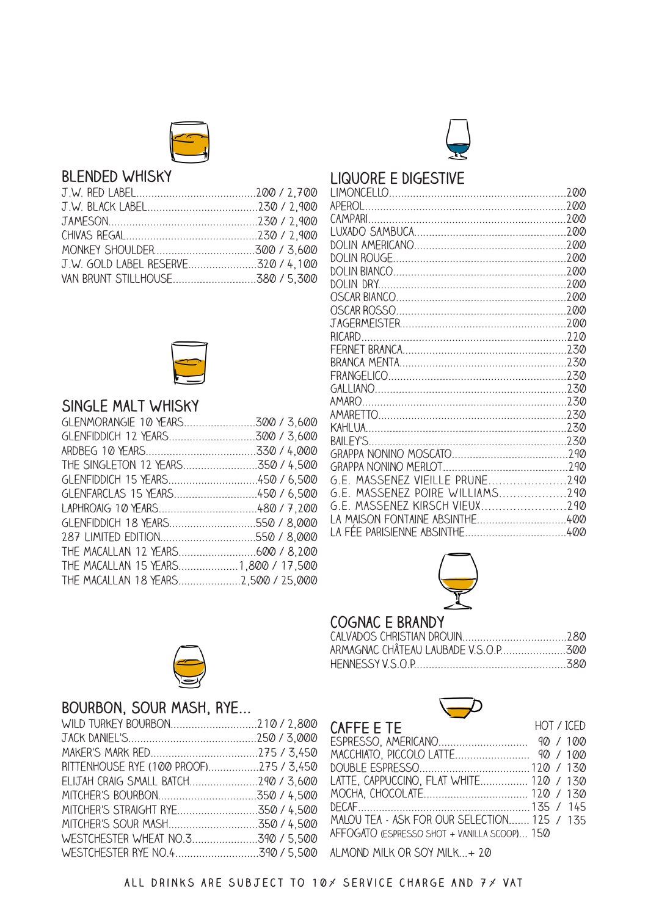## BLENDED WHISKY

| | |
|---|---|
| J.W. RED LABEL | 200 / 2,700 |
| J.W. BLACK LABEL | 230 / 2,900 |
| JAMESON | 230 / 2,900 |
| CHIVAS REGAL | 230 / 2,900 |
| MONKEY SHOULDER | 300 / 3,600 |
| J.W. GOLD LABEL RESERVE | 320 / 4,100 |
| VAN BRUNT STILLHOUSE | 380 / 5,300 |

## SINGLE MALT WHISKY

| | |
|---|---|
| GLENMORANGIE 10 YEARS | 300 / 3,600 |
| GLENFIDDICH 12 YEARS | 300 / 3,600 |
| ARDBEG 10 YEARS | 330 / 4,000 |
| THE SINGLETON 12 YEARS | 350 / 4,500 |
| GLENFIDDICH 15 YEARS | 450 / 6,500 |
| GLENFARCLAS 15 YEARS | 450 / 6,500 |
| LAPHROAIG 10 YEARS | 480 / 7,200 |
| GLENFIDDICH 18 YEARS | 550 / 8,000 |
| 287 LIMITED EDITION | 550 / 8,000 |
| THE MACALLAN 12 YEARS | 600 / 8,200 |
| THE MACALLAN 15 YEARS | 1,800 / 17,500 |
| THE MACALLAN 18 YEARS | 2,500 / 25,000 |

## BOURBON, SOUR MASH, RYE...

| | |
|---|---|
| WILD TURKEY BOURBON | 210 / 2,800 |
| JACK DANIEL'S | 250 / 3,000 |
| MAKER'S MARK RED | 275 / 3,450 |
| RITTENHOUSE RYE (100 PROOF) | 275 / 3,450 |
| ELIJAH CRAIG SMALL BATCH | 290 / 3,600 |
| MITCHER'S BOURBON | 350 / 4,500 |
| MITCHER'S STRAIGHT RYE | 350 / 4,500 |
| MITCHER'S SOUR MASH | 350 / 4,500 |
| WESTCHESTER WHEAT NO.3 | 390 / 5,500 |
| WESTCHESTER RYE NO.4 | 390 / 5,500 |

## LIQUORE E DIGESTIVE

| | |
|---|---|
| LIMONCELLO | 200 |
| APEROL | 200 |
| CAMPARI | 200 |
| LUXADO SAMBUCA | 200 |
| DOLIN AMERICANO | 200 |
| DOLIN ROUGE | 200 |
| DOLIN BIANCO | 200 |
| DOLIN DRY | 200 |
| OSCAR BIANCO | 200 |
| OSCAR ROSSO | 200 |
| JAGERMEISTER | 200 |
| RICARD | 220 |
| FERNET BRANCA | 230 |
| BRANCA MENTA | 230 |
| FRANGELICO | 230 |
| GALLIANO | 230 |
| AMARO | 230 |
| AMARETTO | 230 |
| KAHLUA | 230 |
| BAILEY'S | 230 |
| GRAPPA NONINO MOSCATO | 290 |
| GRAPPA NONINO MERLOT | 290 |
| G.E. MASSENEZ VIEILLE PRUNE | 290 |
| G.E. MASSENEZ POIRE WILLIAMS | 290 |
| G.E. MASSENEZ KIRSCH VIEUX | 290 |
| LA MAISON FONTAINE ABSINTHE | 400 |
| LA FÉE PARISIENNE ABSINTHE | 400 |

## COGNAC E BRANDY

| | |
|---|---|
| CALVADOS CHRISTIAN DROUIN | 280 |
| ARMAGNAC CHÂTEAU LAUBADE V.S.O.P. | 300 |
| HENNESSY V.S.O.P. | 380 |

## CAFFE E TE

| | HOT / ICED |
|---|---|
| ESPRESSO, AMERICANO | 90 / 100 |
| MACCHIATO, PICCOLO LATTE | 90 / 100 |
| DOUBLE ESPRESSO | 120 / 130 |
| LATTE, CAPPUCCINO, FLAT WHITE | 120 / 130 |
| MOCHA, CHOCOLATE | 120 / 130 |
| DECAF | 135 / 145 |
| MALOU TEA - ASK FOR OUR SELECTION | 125 / 135 |
| AFFOGATO (ESPRESSO SHOT + VANILLA SCOOP) | 150 |

ALMOND MILK OR SOY MILK... + 20

ALL DRINKS ARE SUBJECT TO 10% SERVICE CHARGE AND 7% VAT